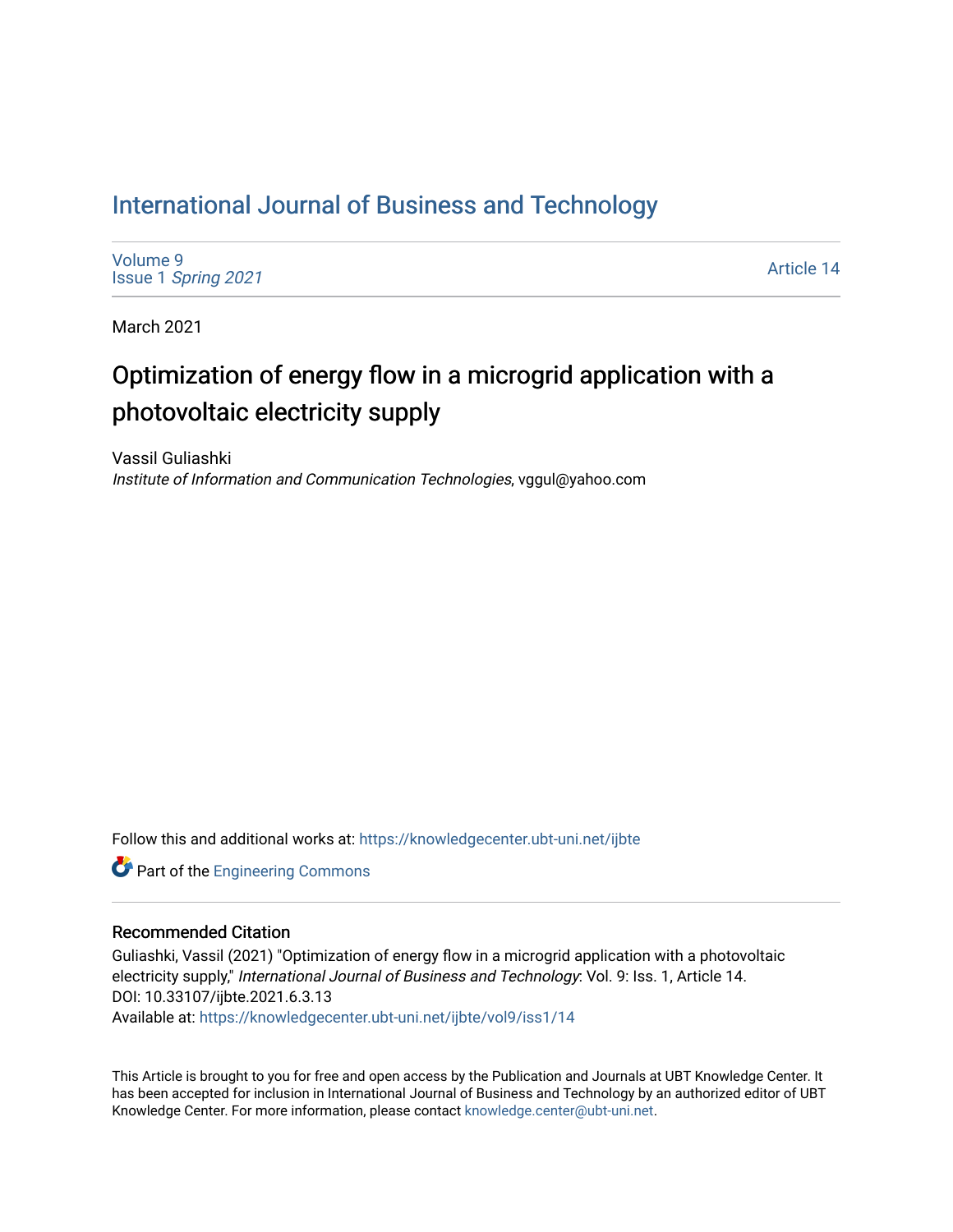# International Journal of Business and Technology

Volume 9
Issue 1 *Spring 2021*

Article 14

March 2021

## Optimization of energy flow in a microgrid application with a photovoltaic electricity supply

Vassil Guliashki
*Institute of Information and Communication Technologies*, vggul@yahoo.com

Follow this and additional works at: https://knowledgecenter.ubt-uni.net/ijbte

Part of the Engineering Commons

### Recommended Citation

Guliashki, Vassil (2021) "Optimization of energy flow in a microgrid application with a photovoltaic electricity supply," *International Journal of Business and Technology*: Vol. 9: Iss. 1, Article 14.
DOI: 10.33107/ijbte.2021.6.3.13
Available at: https://knowledgecenter.ubt-uni.net/ijbte/vol9/iss1/14

This Article is brought to you for free and open access by the Publication and Journals at UBT Knowledge Center. It has been accepted for inclusion in International Journal of Business and Technology by an authorized editor of UBT Knowledge Center. For more information, please contact knowledge.center@ubt-uni.net.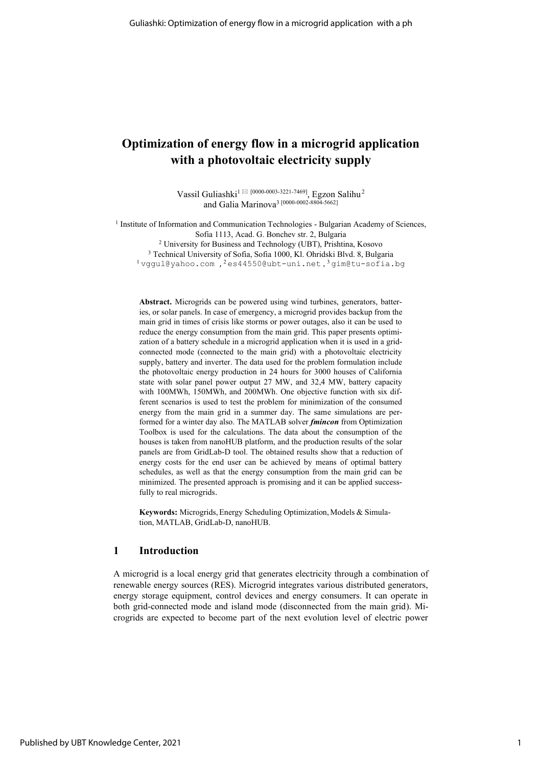# Optimization of energy flow in a microgrid application with a photovoltaic electricity supply

Vassil Guliashki[1 ✉ [0000-0003-3221-7469]], Egzon Salihu[2] and Galia Marinova[3 [0000-0002-8804-5662]]

[1] Institute of Information and Communication Technologies - Bulgarian Academy of Sciences, Sofia 1113, Acad. G. Bonchev str. 2, Bulgaria

[2] University for Business and Technology (UBT), Prishtina, Kosovo

[3] Technical University of Sofia, Sofia 1000, Kl. Ohridski Blvd. 8, Bulgaria

[1] vggul@yahoo.com , [2] es44550@ubt-uni.net , [3] gim@tu-sofia.bg

**Abstract.** Microgrids can be powered using wind turbines, generators, batteries, or solar panels. In case of emergency, a microgrid provides backup from the main grid in times of crisis like storms or power outages, also it can be used to reduce the energy consumption from the main grid. This paper presents optimization of a battery schedule in a microgrid application when it is used in a grid-connected mode (connected to the main grid) with a photovoltaic electricity supply, battery and inverter. The data used for the problem formulation include the photovoltaic energy production in 24 hours for 3000 houses of California state with solar panel power output 27 MW, and 32,4 MW, battery capacity with 100MWh, 150MWh, and 200MWh. One objective function with six different scenarios is used to test the problem for minimization of the consumed energy from the main grid in a summer day. The same simulations are performed for a winter day also. The MATLAB solver ***fmincon*** from Optimization Toolbox is used for the calculations. The data about the consumption of the houses is taken from nanoHUB platform, and the production results of the solar panels are from GridLab-D tool. The obtained results show that a reduction of energy costs for the end user can be achieved by means of optimal battery schedules, as well as that the energy consumption from the main grid can be minimized. The presented approach is promising and it can be applied successfully to real microgrids.

**Keywords:** Microgrids, Energy Scheduling Optimization, Models & Simulation, MATLAB, GridLab-D, nanoHUB.

## 1 Introduction

A microgrid is a local energy grid that generates electricity through a combination of renewable energy sources (RES). Microgrid integrates various distributed generators, energy storage equipment, control devices and energy consumers. It can operate in both grid-connected mode and island mode (disconnected from the main grid). Microgrids are expected to become part of the next evolution level of electric power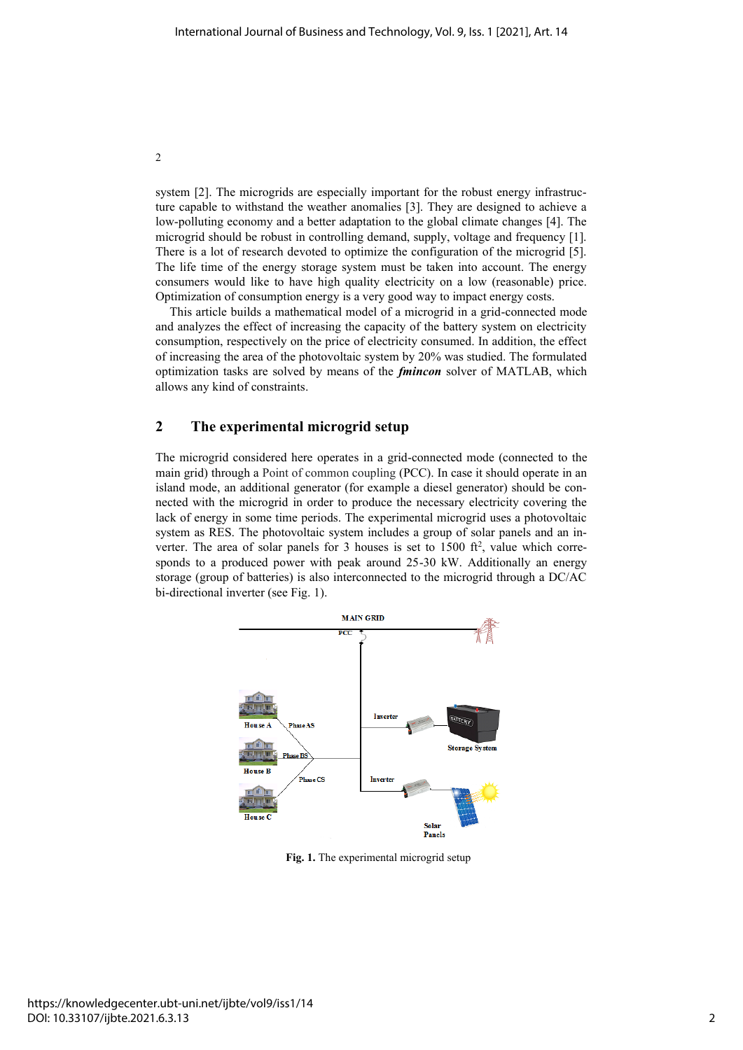system [2]. The microgrids are especially important for the robust energy infrastructure capable to withstand the weather anomalies [3]. They are designed to achieve a low-polluting economy and a better adaptation to the global climate changes [4]. The microgrid should be robust in controlling demand, supply, voltage and frequency [1]. There is a lot of research devoted to optimize the configuration of the microgrid [5]. The life time of the energy storage system must be taken into account. The energy consumers would like to have high quality electricity on a low (reasonable) price. Optimization of consumption energy is a very good way to impact energy costs.

This article builds a mathematical model of a microgrid in a grid-connected mode and analyzes the effect of increasing the capacity of the battery system on electricity consumption, respectively on the price of electricity consumed. In addition, the effect of increasing the area of the photovoltaic system by 20% was studied. The formulated optimization tasks are solved by means of the ***fmincon*** solver of MATLAB, which allows any kind of constraints.

## 2 The experimental microgrid setup

The microgrid considered here operates in a grid-connected mode (connected to the main grid) through a Point of common coupling (PCC). In case it should operate in an island mode, an additional generator (for example a diesel generator) should be connected with the microgrid in order to produce the necessary electricity covering the lack of energy in some time periods. The experimental microgrid uses a photovoltaic system as RES. The photovoltaic system includes a group of solar panels and an inverter. The area of solar panels for 3 houses is set to 1500 $ft^2$, value which corresponds to a produced power with peak around 25-30 kW. Additionally an energy storage (group of batteries) is also interconnected to the microgrid through a DC/AC bi-directional inverter (see Fig. 1).

**Fig. 1.** The experimental microgrid setup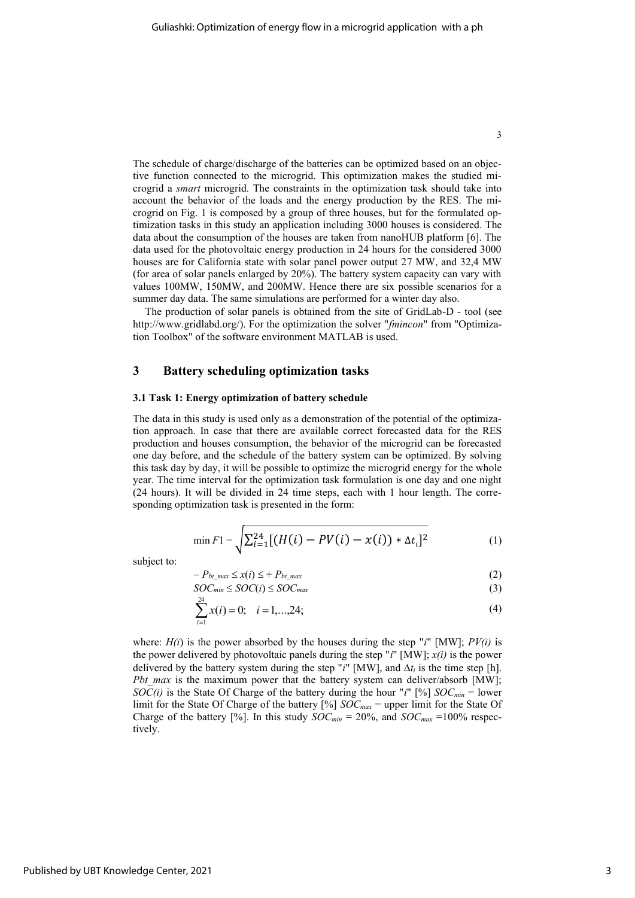The schedule of charge/discharge of the batteries can be optimized based on an objective function connected to the microgrid. This optimization makes the studied microgrid a *smart* microgrid. The constraints in the optimization task should take into account the behavior of the loads and the energy production by the RES. The microgrid on Fig. 1 is composed by a group of three houses, but for the formulated optimization tasks in this study an application including 3000 houses is considered. The data about the consumption of the houses are taken from nanoHUB platform [6]. The data used for the photovoltaic energy production in 24 hours for the considered 3000 houses are for California state with solar panel power output 27 MW, and 32,4 MW (for area of solar panels enlarged by 20%). The battery system capacity can vary with values 100MW, 150MW, and 200MW. Hence there are six possible scenarios for a summer day data. The same simulations are performed for a winter day also.

The production of solar panels is obtained from the site of GridLab-D - tool (see http://www.gridlabd.org/). For the optimization the solver "*fmincon*" from "Optimization Toolbox" of the software environment MATLAB is used.

## 3 Battery scheduling optimization tasks

### 3.1 Task 1: Energy optimization of battery schedule

The data in this study is used only as a demonstration of the potential of the optimization approach. In case that there are available correct forecasted data for the RES production and houses consumption, the behavior of the microgrid can be forecasted one day before, and the schedule of the battery system can be optimized. By solving this task day by day, it will be possible to optimize the microgrid energy for the whole year. The time interval for the optimization task formulation is one day and one night (24 hours). It will be divided in 24 time steps, each with 1 hour length. The corresponding optimization task is presented in the form:

$$\min F1 = \sqrt{\sum_{i=1}^{24}[(H(i) - PV(i) - x(i)) * \Delta t_i]^2} \tag{1}$$

subject to:

$$-P_{bt\_max} \leq x(i) \leq +P_{bt\_max} \tag{2}$$

$$SOC_{min} \leq SOC(i) \leq SOC_{max} \tag{3}$$

$$\sum_{i=1}^{24} x(i) = 0; \quad i = 1,...,24; \tag{4}$$

where: $H(i)$ is the power absorbed by the houses during the step "$i$" [MW]; $PV(i)$ is the power delivered by photovoltaic panels during the step "$i$" [MW]; $x(i)$ is the power delivered by the battery system during the step "$i$" [MW], and $\Delta t_i$ is the time step [h]. $P_{bt\_max}$ is the maximum power that the battery system can deliver/absorb [MW]; $SOC(i)$ is the State Of Charge of the battery during the hour "$i$" [%] $SOC_{min}$ = lower limit for the State Of Charge of the battery [%] $SOC_{max}$ = upper limit for the State Of Charge of the battery [%]. In this study $SOC_{min}$ = 20%, and $SOC_{max}$ =100% respectively.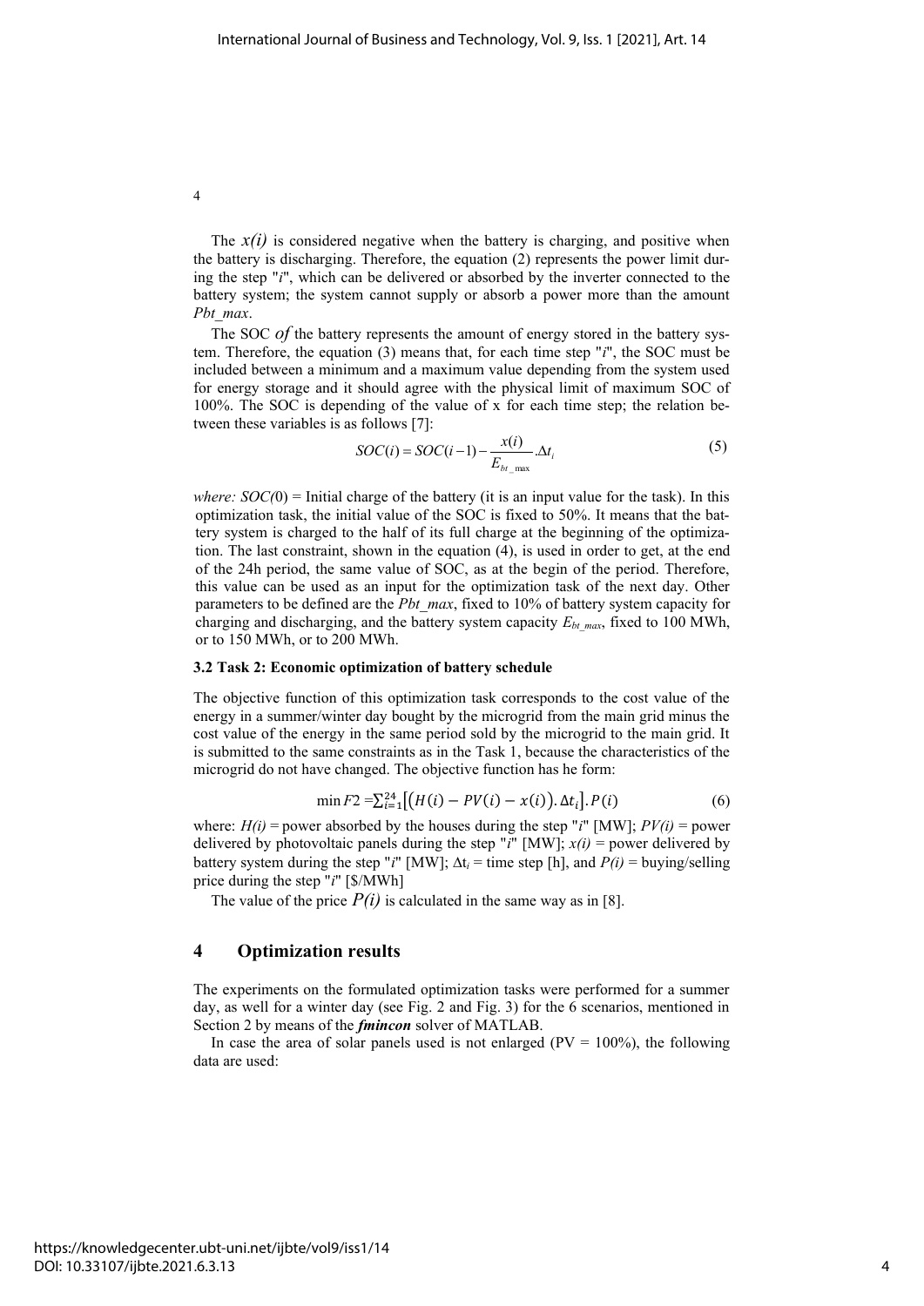The $x(i)$ is considered negative when the battery is charging, and positive when the battery is discharging. Therefore, the equation (2) represents the power limit during the step "$i$", which can be delivered or absorbed by the inverter connected to the battery system; the system cannot supply or absorb a power more than the amount $Pbt\_max$.

The SOC *of* the battery represents the amount of energy stored in the battery system. Therefore, the equation (3) means that, for each time step "$i$", the SOC must be included between a minimum and a maximum value depending from the system used for energy storage and it should agree with the physical limit of maximum SOC of 100%. The SOC is depending of the value of x for each time step; the relation between these variables is as follows [7]:

$$SOC(i) = SOC(i-1) - \frac{x(i)}{E_{bt\_\max}} \cdot \Delta t_i \tag{5}$$

*where:* $SOC(0)$ = Initial charge of the battery (it is an input value for the task). In this optimization task, the initial value of the SOC is fixed to 50%. It means that the battery system is charged to the half of its full charge at the beginning of the optimization. The last constraint, shown in the equation (4), is used in order to get, at the end of the 24h period, the same value of SOC, as at the begin of the period. Therefore, this value can be used as an input for the optimization task of the next day. Other parameters to be defined are the $Pbt\_max$, fixed to 10% of battery system capacity for charging and discharging, and the battery system capacity $E_{bt\_max}$, fixed to 100 MWh, or to 150 MWh, or to 200 MWh.

### 3.2 Task 2: Economic optimization of battery schedule

The objective function of this optimization task corresponds to the cost value of the energy in a summer/winter day bought by the microgrid from the main grid minus the cost value of the energy in the same period sold by the microgrid to the main grid. It is submitted to the same constraints as in the Task 1, because the characteristics of the microgrid do not have changed. The objective function has he form:

$$\min F2 = \sum_{i=1}^{24} \left[ \left( H(i) - PV(i) - x(i) \right) . \Delta t_i \right] . P(i) \tag{6}$$

where: $H(i)$ = power absorbed by the houses during the step "$i$" [MW]; $PV(i)$ = power delivered by photovoltaic panels during the step "$i$" [MW]; $x(i)$ = power delivered by battery system during the step "$i$" [MW]; $\Delta t_i$ = time step [h], and $P(i)$ = buying/selling price during the step "$i$" [\$/MWh]

The value of the price $P(i)$ is calculated in the same way as in [8].

## 4 Optimization results

The experiments on the formulated optimization tasks were performed for a summer day, as well for a winter day (see Fig. 2 and Fig. 3) for the 6 scenarios, mentioned in Section 2 by means of the ***fmincon*** solver of MATLAB.

In case the area of solar panels used is not enlarged (PV = 100%), the following data are used: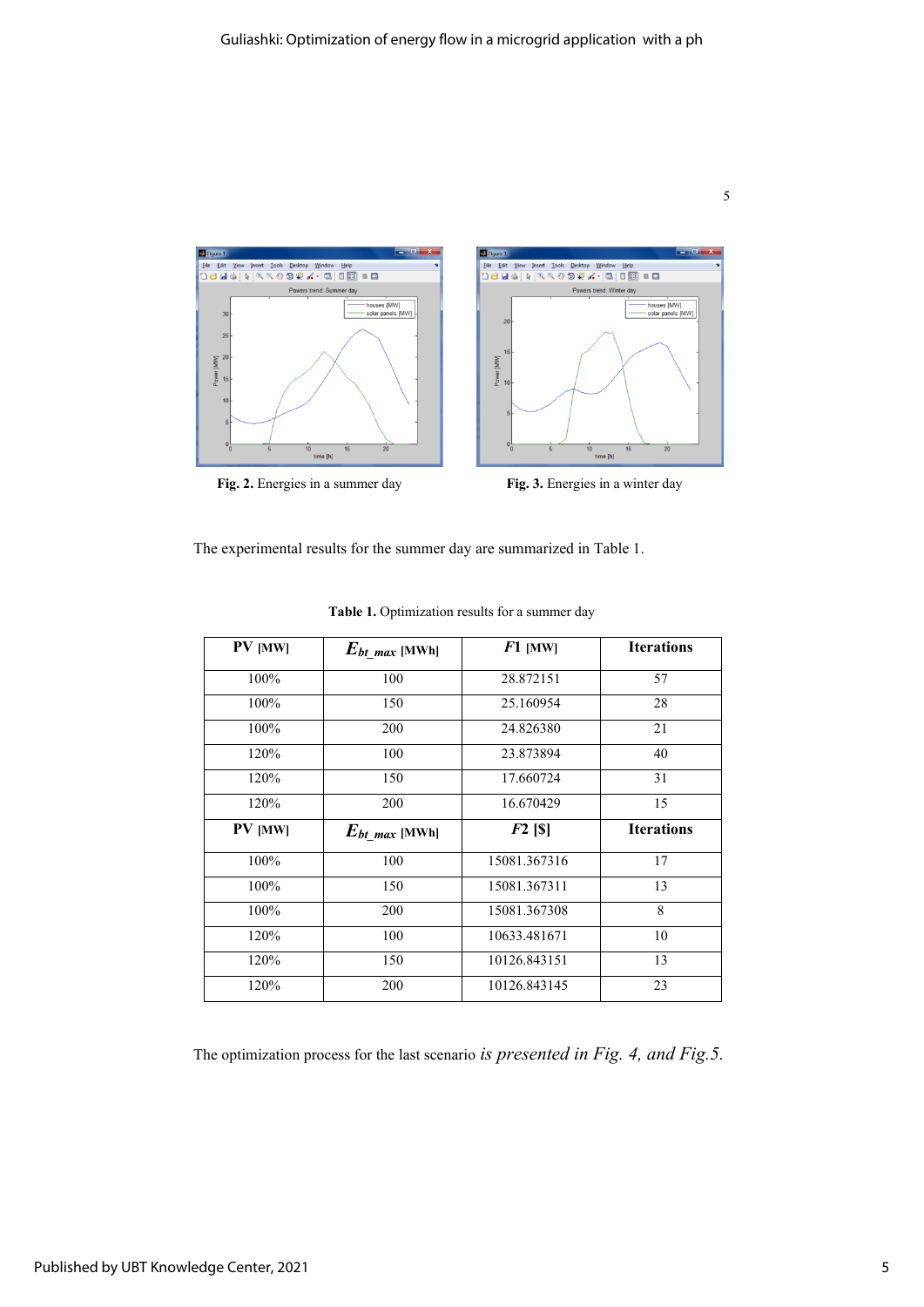Fig. 2. Energies in a summer day

Fig. 3. Energies in a winter day

The experimental results for the summer day are summarized in Table 1.

**Table 1.** Optimization results for a summer day

| **PV** [MW] | $E_{bt\_max}$ [MWh] | $F1$ [MW] | **Iterations** |
|---|---|---|---|
| 100% | 100 | 28.872151 | 57 |
| 100% | 150 | 25.160954 | 28 |
| 100% | 200 | 24.826380 | 21 |
| 120% | 100 | 23.873894 | 40 |
| 120% | 150 | 17.660724 | 31 |
| 120% | 200 | 16.670429 | 15 |
| **PV** [MW] | $E_{bt\_max}$ [MWh] | $F2$ [$] | **Iterations** |
| 100% | 100 | 15081.367316 | 17 |
| 100% | 150 | 15081.367311 | 13 |
| 100% | 200 | 15081.367308 | 8 |
| 120% | 100 | 10633.481671 | 10 |
| 120% | 150 | 10126.843151 | 13 |
| 120% | 200 | 10126.843145 | 23 |

The optimization process for the last scenario *is presented in Fig. 4, and Fig.5.*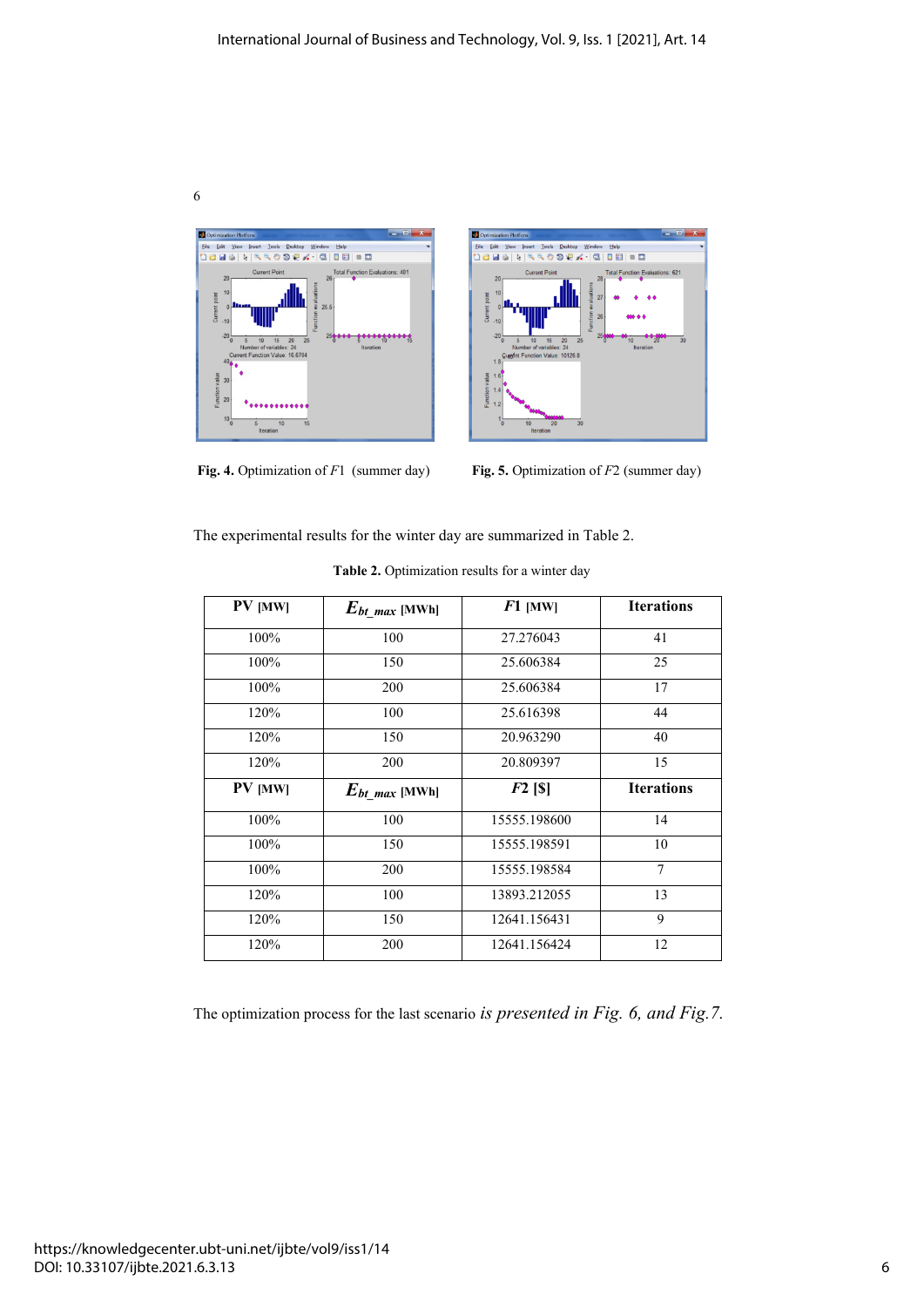Fig. 4. Optimization of $F1$ (summer day)

Fig. 5. Optimization of $F2$ (summer day)

The experimental results for the winter day are summarized in Table 2.

**Table 2.** Optimization results for a winter day

| PV [MW] | $E_{bt\_max}$ [MWh] | $F1$ [MW] | Iterations |
|---|---|---|---|
| 100% | 100 | 27.276043 | 41 |
| 100% | 150 | 25.606384 | 25 |
| 100% | 200 | 25.606384 | 17 |
| 120% | 100 | 25.616398 | 44 |
| 120% | 150 | 20.963290 | 40 |
| 120% | 200 | 20.809397 | 15 |
| **PV [MW]** | **$E_{bt\_max}$ [MWh]** | **$F2$ [$]** | **Iterations** |
| 100% | 100 | 15555.198600 | 14 |
| 100% | 150 | 15555.198591 | 10 |
| 100% | 200 | 15555.198584 | 7 |
| 120% | 100 | 13893.212055 | 13 |
| 120% | 150 | 12641.156431 | 9 |
| 120% | 200 | 12641.156424 | 12 |

The optimization process for the last scenario *is presented in Fig. 6, and Fig.7.*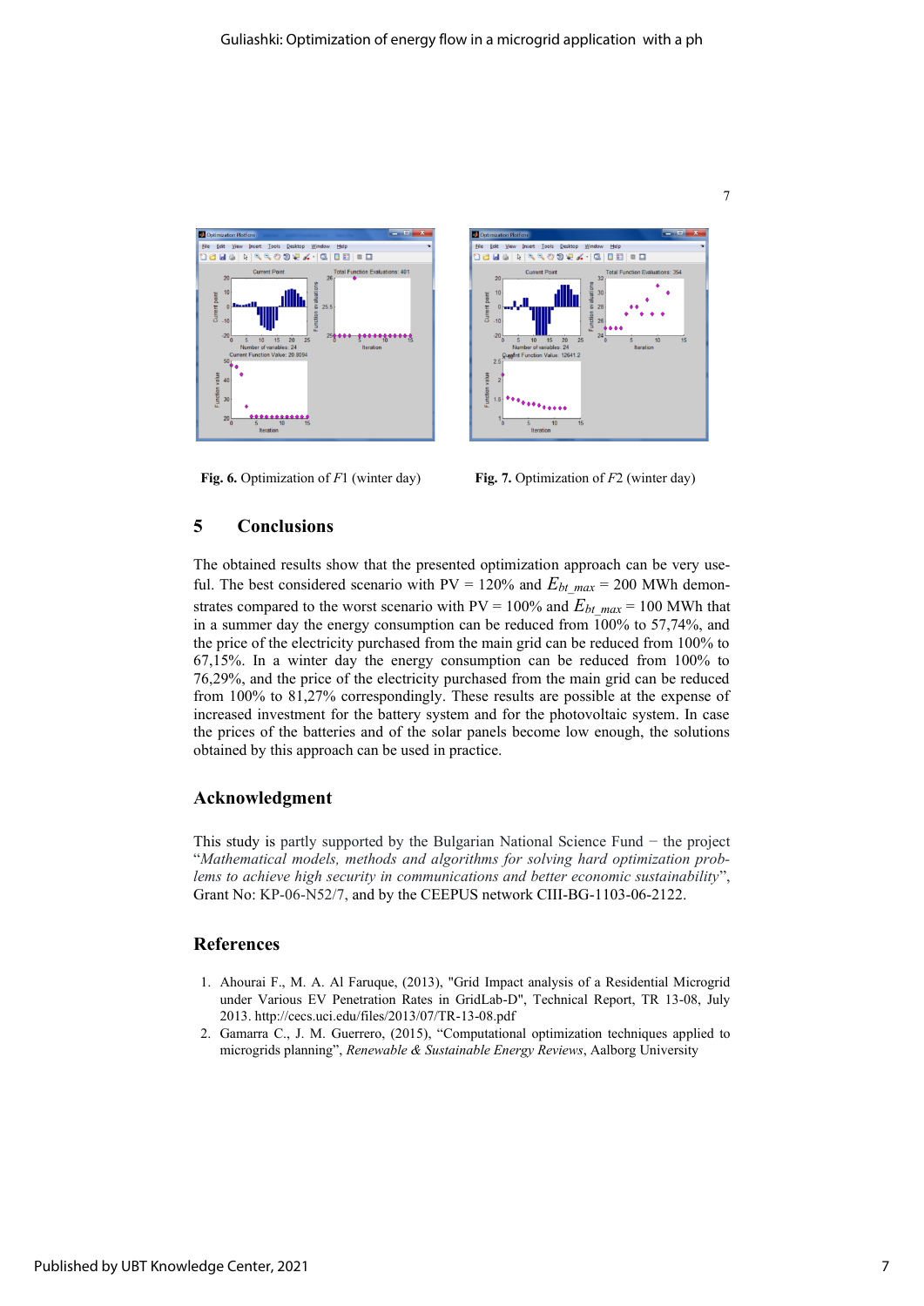Fig. 6. Optimization of $F1$ (winter day)

Fig. 7. Optimization of $F2$ (winter day)

## 5 Conclusions

The obtained results show that the presented optimization approach can be very useful. The best considered scenario with PV = 120% and $E_{bt\_max}$ = 200 MWh demonstrates compared to the worst scenario with PV = 100% and $E_{bt\_max}$ = 100 MWh that in a summer day the energy consumption can be reduced from 100% to 57,74%, and the price of the electricity purchased from the main grid can be reduced from 100% to 67,15%. In a winter day the energy consumption can be reduced from 100% to 76,29%, and the price of the electricity purchased from the main grid can be reduced from 100% to 81,27% correspondingly. These results are possible at the expense of increased investment for the battery system and for the photovoltaic system. In case the prices of the batteries and of the solar panels become low enough, the solutions obtained by this approach can be used in practice.

## Acknowledgment

This study is partly supported by the Bulgarian National Science Fund − the project "*Mathematical models, methods and algorithms for solving hard optimization problems to achieve high security in communications and better economic sustainability*", Grant No: KP-06-N52/7, and by the CEEPUS network CIII-BG-1103-06-2122.

## References

1. Ahourai F., M. A. Al Faruque, (2013), "Grid Impact analysis of a Residential Microgrid under Various EV Penetration Rates in GridLab-D", Technical Report, TR 13-08, July 2013. http://cecs.uci.edu/files/2013/07/TR-13-08.pdf
2. Gamarra C., J. M. Guerrero, (2015), "Computational optimization techniques applied to microgrids planning", *Renewable & Sustainable Energy Reviews*, Aalborg University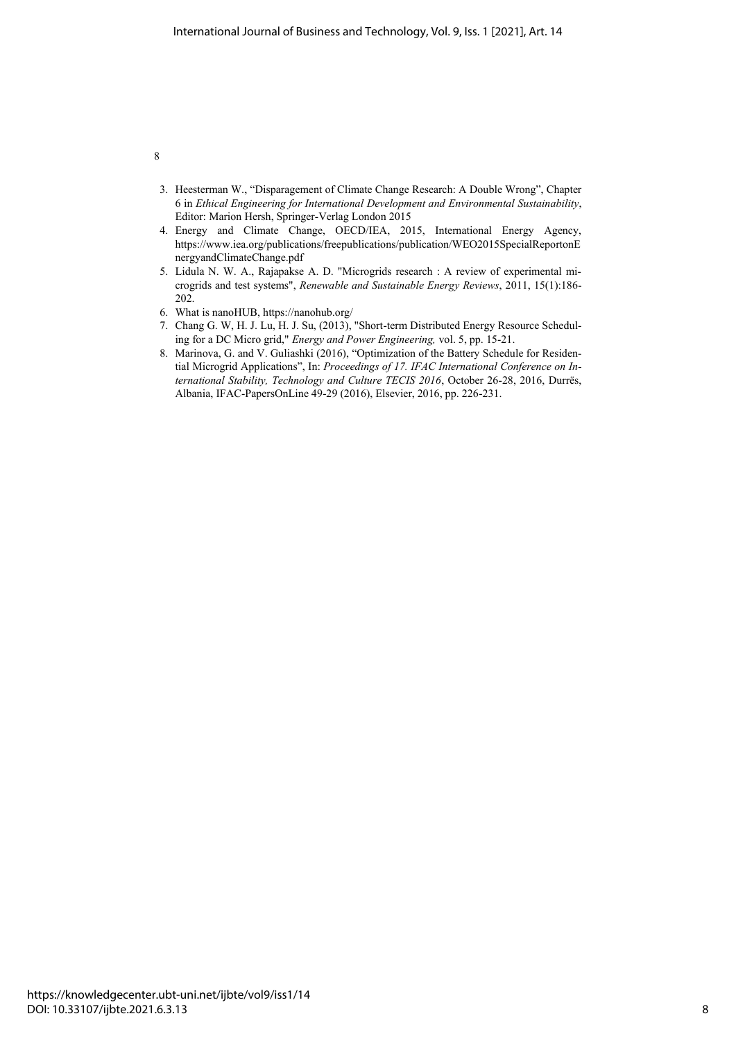3. Heesterman W., "Disparagement of Climate Change Research: A Double Wrong", Chapter 6 in *Ethical Engineering for International Development and Environmental Sustainability*, Editor: Marion Hersh, Springer-Verlag London 2015
4. Energy and Climate Change, OECD/IEA, 2015, International Energy Agency, https://www.iea.org/publications/freepublications/publication/WEO2015SpecialReportonEnergyandClimateChange.pdf
5. Lidula N. W. A., Rajapakse A. D. "Microgrids research : A review of experimental microgrids and test systems", *Renewable and Sustainable Energy Reviews*, 2011, 15(1):186-202.
6. What is nanoHUB, https://nanohub.org/
7. Chang G. W, H. J. Lu, H. J. Su, (2013), "Short-term Distributed Energy Resource Scheduling for a DC Micro grid," *Energy and Power Engineering,* vol. 5, pp. 15-21.
8. Marinova, G. and V. Guliashki (2016), "Optimization of the Battery Schedule for Residential Microgrid Applications", In: *Proceedings of 17. IFAC International Conference on International Stability, Technology and Culture TECIS 2016*, October 26-28, 2016, Durrës, Albania, IFAC-PapersOnLine 49-29 (2016), Elsevier, 2016, pp. 226-231.